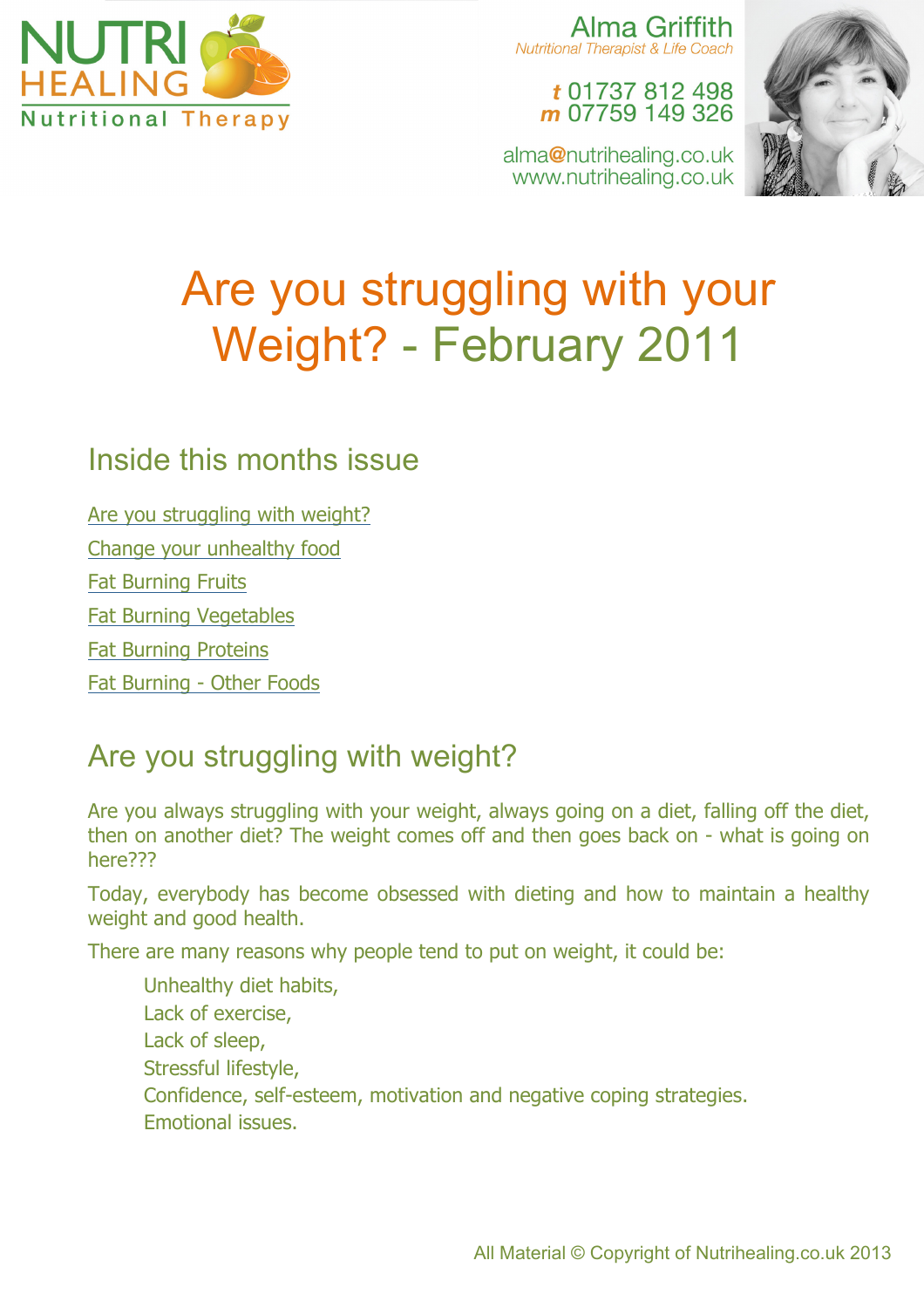NUTRI HEALING
Nutritional Therapy

Alma Griffith
*Nutritional Therapist & Life Coach*

*t* 01737 812 498
*m* 07759 149 326

alma@nutrihealing.co.uk
www.nutrihealing.co.uk

# Are you struggling with your Weight? - February 2011

## Inside this months issue

[Are you struggling with weight?]

[Change your unhealthy food]

[Fat Burning Fruits]

[Fat Burning Vegetables]

[Fat Burning Proteins]

[Fat Burning - Other Foods]

## Are you struggling with weight?

Are you always struggling with your weight, always going on a diet, falling off the diet, then on another diet? The weight comes off and then goes back on - what is going on here???

Today, everybody has become obsessed with dieting and how to maintain a healthy weight and good health.

There are many reasons why people tend to put on weight, it could be:

- Unhealthy diet habits,
- Lack of exercise,
- Lack of sleep,
- Stressful lifestyle,
- Confidence, self-esteem, motivation and negative coping strategies.
- Emotional issues.

All Material © Copyright of Nutrihealing.co.uk 2013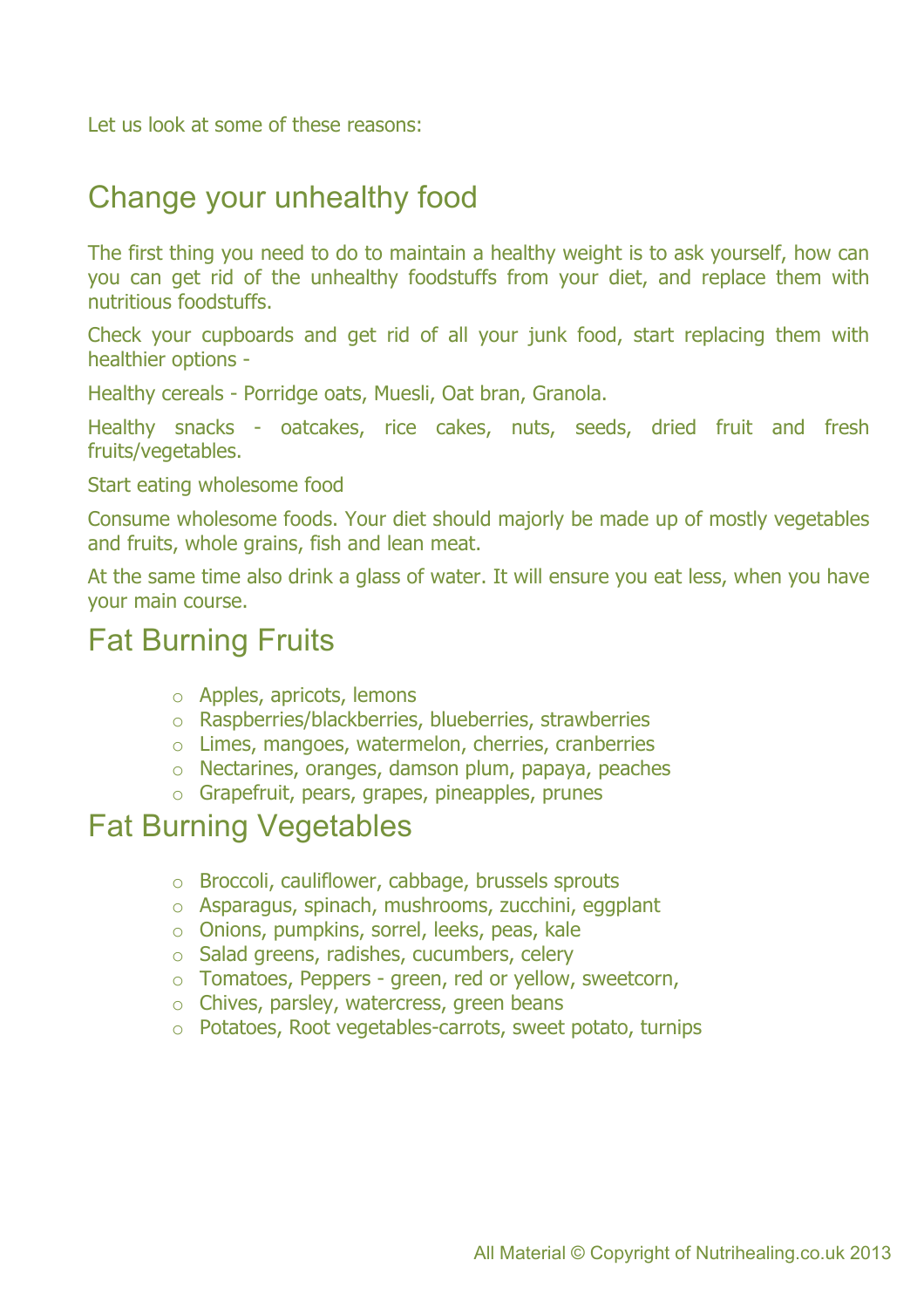Let us look at some of these reasons:

## Change your unhealthy food

The first thing you need to do to maintain a healthy weight is to ask yourself, how can you can get rid of the unhealthy foodstuffs from your diet, and replace them with nutritious foodstuffs.

Check your cupboards and get rid of all your junk food, start replacing them with healthier options -

Healthy cereals - Porridge oats, Muesli, Oat bran, Granola.

Healthy snacks - oatcakes, rice cakes, nuts, seeds, dried fruit and fresh fruits/vegetables.

Start eating wholesome food

Consume wholesome foods. Your diet should majorly be made up of mostly vegetables and fruits, whole grains, fish and lean meat.

At the same time also drink a glass of water. It will ensure you eat less, when you have your main course.

## Fat Burning Fruits

- Apples, apricots, lemons
- Raspberries/blackberries, blueberries, strawberries
- Limes, mangoes, watermelon, cherries, cranberries
- Nectarines, oranges, damson plum, papaya, peaches
- Grapefruit, pears, grapes, pineapples, prunes

## Fat Burning Vegetables

- Broccoli, cauliflower, cabbage, brussels sprouts
- Asparagus, spinach, mushrooms, zucchini, eggplant
- Onions, pumpkins, sorrel, leeks, peas, kale
- Salad greens, radishes, cucumbers, celery
- Tomatoes, Peppers - green, red or yellow, sweetcorn,
- Chives, parsley, watercress, green beans
- Potatoes, Root vegetables-carrots, sweet potato, turnips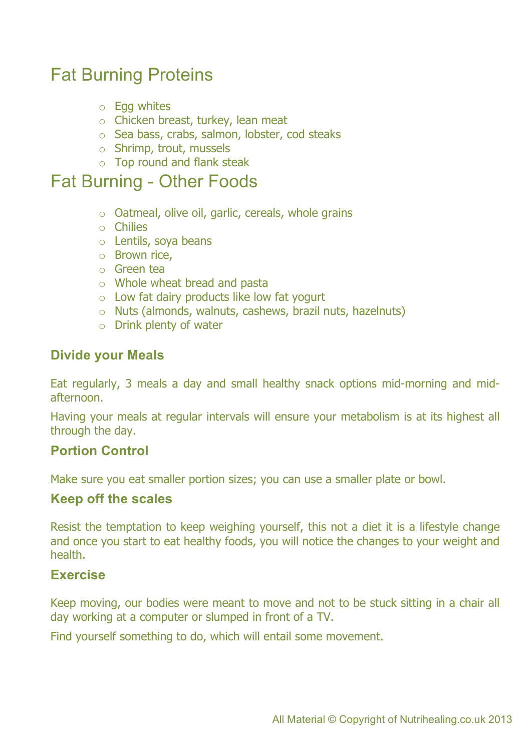## Fat Burning Proteins

- Egg whites
- Chicken breast, turkey, lean meat
- Sea bass, crabs, salmon, lobster, cod steaks
- Shrimp, trout, mussels
- Top round and flank steak

## Fat Burning - Other Foods

- Oatmeal, olive oil, garlic, cereals, whole grains
- Chilies
- Lentils, soya beans
- Brown rice,
- Green tea
- Whole wheat bread and pasta
- Low fat dairy products like low fat yogurt
- Nuts (almonds, walnuts, cashews, brazil nuts, hazelnuts)
- Drink plenty of water

### Divide your Meals

Eat regularly, 3 meals a day and small healthy snack options mid-morning and mid-afternoon.

Having your meals at regular intervals will ensure your metabolism is at its highest all through the day.

### Portion Control

Make sure you eat smaller portion sizes; you can use a smaller plate or bowl.

### Keep off the scales

Resist the temptation to keep weighing yourself, this not a diet it is a lifestyle change and once you start to eat healthy foods, you will notice the changes to your weight and health.

### Exercise

Keep moving, our bodies were meant to move and not to be stuck sitting in a chair all day working at a computer or slumped in front of a TV.

Find yourself something to do, which will entail some movement.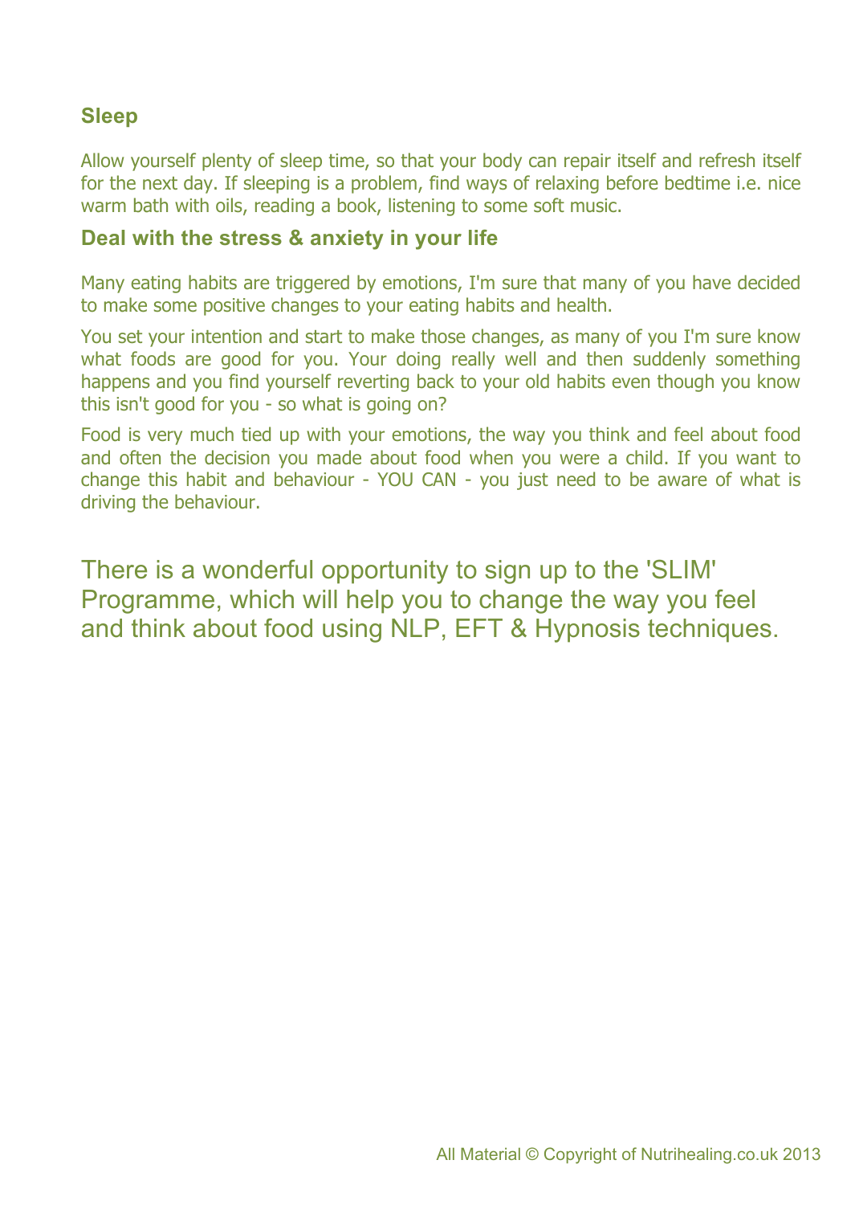## Sleep

Allow yourself plenty of sleep time, so that your body can repair itself and refresh itself for the next day. If sleeping is a problem, find ways of relaxing before bedtime i.e. nice warm bath with oils, reading a book, listening to some soft music.

## Deal with the stress & anxiety in your life

Many eating habits are triggered by emotions, I'm sure that many of you have decided to make some positive changes to your eating habits and health.

You set your intention and start to make those changes, as many of you I'm sure know what foods are good for you. Your doing really well and then suddenly something happens and you find yourself reverting back to your old habits even though you know this isn't good for you - so what is going on?

Food is very much tied up with your emotions, the way you think and feel about food and often the decision you made about food when you were a child. If you want to change this habit and behaviour - YOU CAN - you just need to be aware of what is driving the behaviour.

There is a wonderful opportunity to sign up to the 'SLIM' Programme, which will help you to change the way you feel and think about food using NLP, EFT & Hypnosis techniques.

All Material © Copyright of Nutrihealing.co.uk 2013